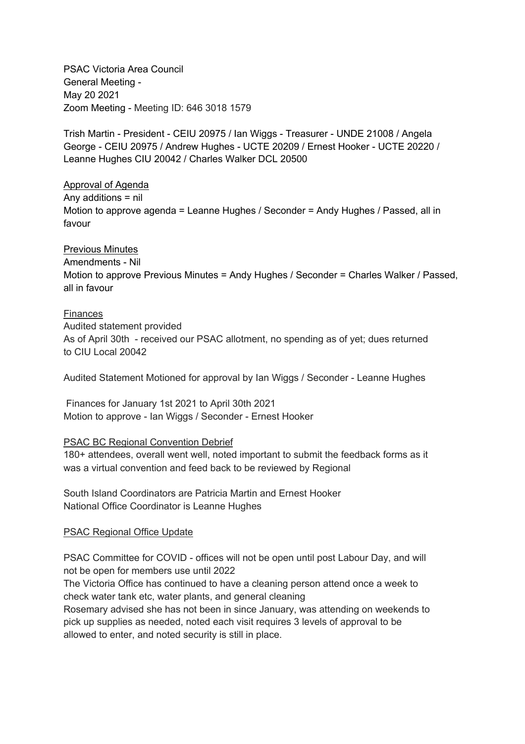PSAC Victoria Area Council
General Meeting -
May 20 2021
Zoom Meeting - Meeting ID: 646 3018 1579

Trish Martin - President - CEIU 20975 / Ian Wiggs - Treasurer - UNDE 21008 / Angela George - CEIU 20975 / Andrew Hughes - UCTE 20209 / Ernest Hooker - UCTE 20220 / Leanne Hughes CIU 20042 / Charles Walker DCL 20500

<u>Approval of Agenda</u>
Any additions = nil
Motion to approve agenda = Leanne Hughes / Seconder = Andy Hughes / Passed, all in favour

<u>Previous Minutes</u>
Amendments - Nil
Motion to approve Previous Minutes = Andy Hughes / Seconder = Charles Walker / Passed, all in favour

<u>Finances</u>
Audited statement provided
As of April 30th - received our PSAC allotment, no spending as of yet; dues returned to CIU Local 20042

Audited Statement Motioned for approval by Ian Wiggs / Seconder - Leanne Hughes

Finances for January 1st 2021 to April 30th 2021
Motion to approve - Ian Wiggs / Seconder - Ernest Hooker

<u>PSAC BC Regional Convention Debrief</u>
180+ attendees, overall went well, noted important to submit the feedback forms as it was a virtual convention and feed back to be reviewed by Regional

South Island Coordinators are Patricia Martin and Ernest Hooker
National Office Coordinator is Leanne Hughes

<u>PSAC Regional Office Update</u>

PSAC Committee for COVID - offices will not be open until post Labour Day, and will not be open for members use until 2022
The Victoria Office has continued to have a cleaning person attend once a week to check water tank etc, water plants, and general cleaning
Rosemary advised she has not been in since January, was attending on weekends to pick up supplies as needed, noted each visit requires 3 levels of approval to be allowed to enter, and noted security is still in place.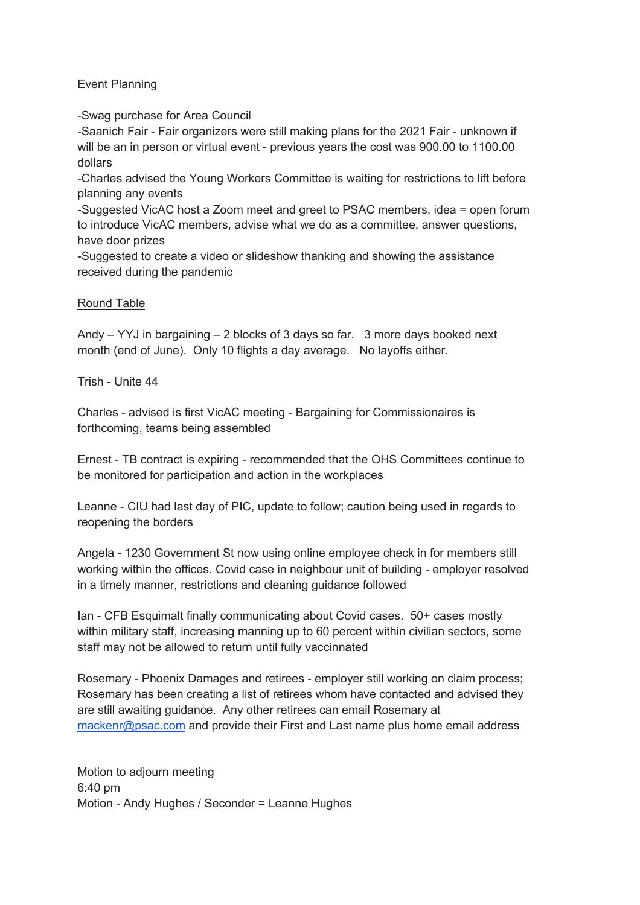Event Planning

-Swag purchase for Area Council
-Saanich Fair - Fair organizers were still making plans for the 2021 Fair - unknown if will be an in person or virtual event - previous years the cost was 900.00 to 1100.00 dollars
-Charles advised the Young Workers Committee is waiting for restrictions to lift before planning any events
-Suggested VicAC host a Zoom meet and greet to PSAC members, idea = open forum to introduce VicAC members, advise what we do as a committee, answer questions, have door prizes
-Suggested to create a video or slideshow thanking and showing the assistance received during the pandemic

Round Table

Andy – YYJ in bargaining – 2 blocks of 3 days so far. 3 more days booked next month (end of June). Only 10 flights a day average. No layoffs either.

Trish - Unite 44

Charles - advised is first VicAC meeting - Bargaining for Commissionaires is forthcoming, teams being assembled

Ernest - TB contract is expiring - recommended that the OHS Committees continue to be monitored for participation and action in the workplaces

Leanne - CIU had last day of PIC, update to follow; caution being used in regards to reopening the borders

Angela - 1230 Government St now using online employee check in for members still working within the offices. Covid case in neighbour unit of building - employer resolved in a timely manner, restrictions and cleaning guidance followed

Ian - CFB Esquimalt finally communicating about Covid cases. 50+ cases mostly within military staff, increasing manning up to 60 percent within civilian sectors, some staff may not be allowed to return until fully vaccinated

Rosemary - Phoenix Damages and retirees - employer still working on claim process; Rosemary has been creating a list of retirees whom have contacted and advised they are still awaiting guidance. Any other retirees can email Rosemary at mackenr@psac.com and provide their First and Last name plus home email address

Motion to adjourn meeting
6:40 pm
Motion - Andy Hughes / Seconder = Leanne Hughes